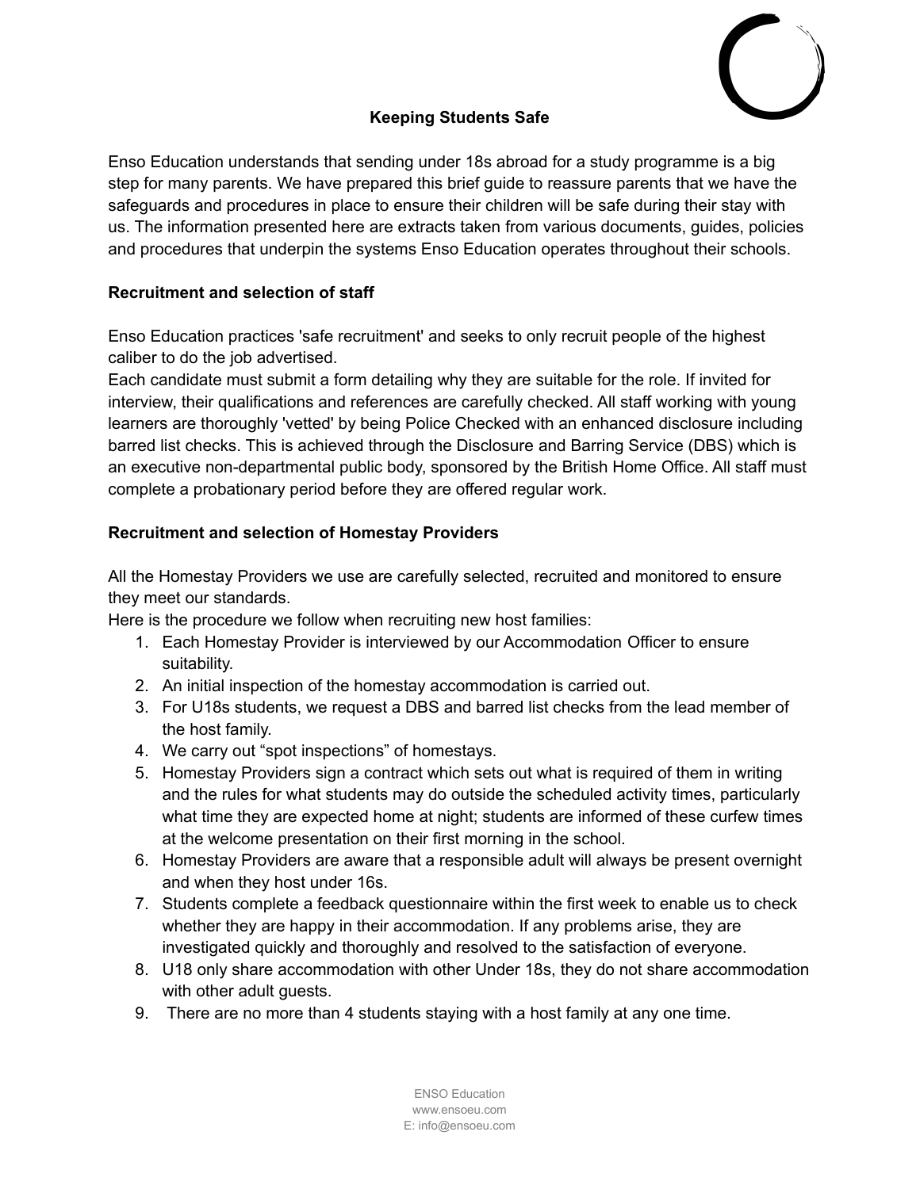# Keeping Students Safe

Enso Education understands that sending under 18s abroad for a study programme is a big step for many parents. We have prepared this brief guide to reassure parents that we have the safeguards and procedures in place to ensure their children will be safe during their stay with us. The information presented here are extracts taken from various documents, guides, policies and procedures that underpin the systems Enso Education operates throughout their schools.

## Recruitment and selection of staff

Enso Education practices 'safe recruitment' and seeks to only recruit people of the highest caliber to do the job advertised.
Each candidate must submit a form detailing why they are suitable for the role. If invited for interview, their qualifications and references are carefully checked. All staff working with young learners are thoroughly 'vetted' by being Police Checked with an enhanced disclosure including barred list checks. This is achieved through the Disclosure and Barring Service (DBS) which is an executive non-departmental public body, sponsored by the British Home Office. All staff must complete a probationary period before they are offered regular work.

## Recruitment and selection of Homestay Providers

All the Homestay Providers we use are carefully selected, recruited and monitored to ensure they meet our standards.
Here is the procedure we follow when recruiting new host families:

1. Each Homestay Provider is interviewed by our Accommodation Officer to ensure suitability.
2. An initial inspection of the homestay accommodation is carried out.
3. For U18s students, we request a DBS and barred list checks from the lead member of the host family.
4. We carry out "spot inspections" of homestays.
5. Homestay Providers sign a contract which sets out what is required of them in writing and the rules for what students may do outside the scheduled activity times, particularly what time they are expected home at night; students are informed of these curfew times at the welcome presentation on their first morning in the school.
6. Homestay Providers are aware that a responsible adult will always be present overnight and when they host under 16s.
7. Students complete a feedback questionnaire within the first week to enable us to check whether they are happy in their accommodation. If any problems arise, they are investigated quickly and thoroughly and resolved to the satisfaction of everyone.
8. U18 only share accommodation with other Under 18s, they do not share accommodation with other adult guests.
9. There are no more than 4 students staying with a host family at any one time.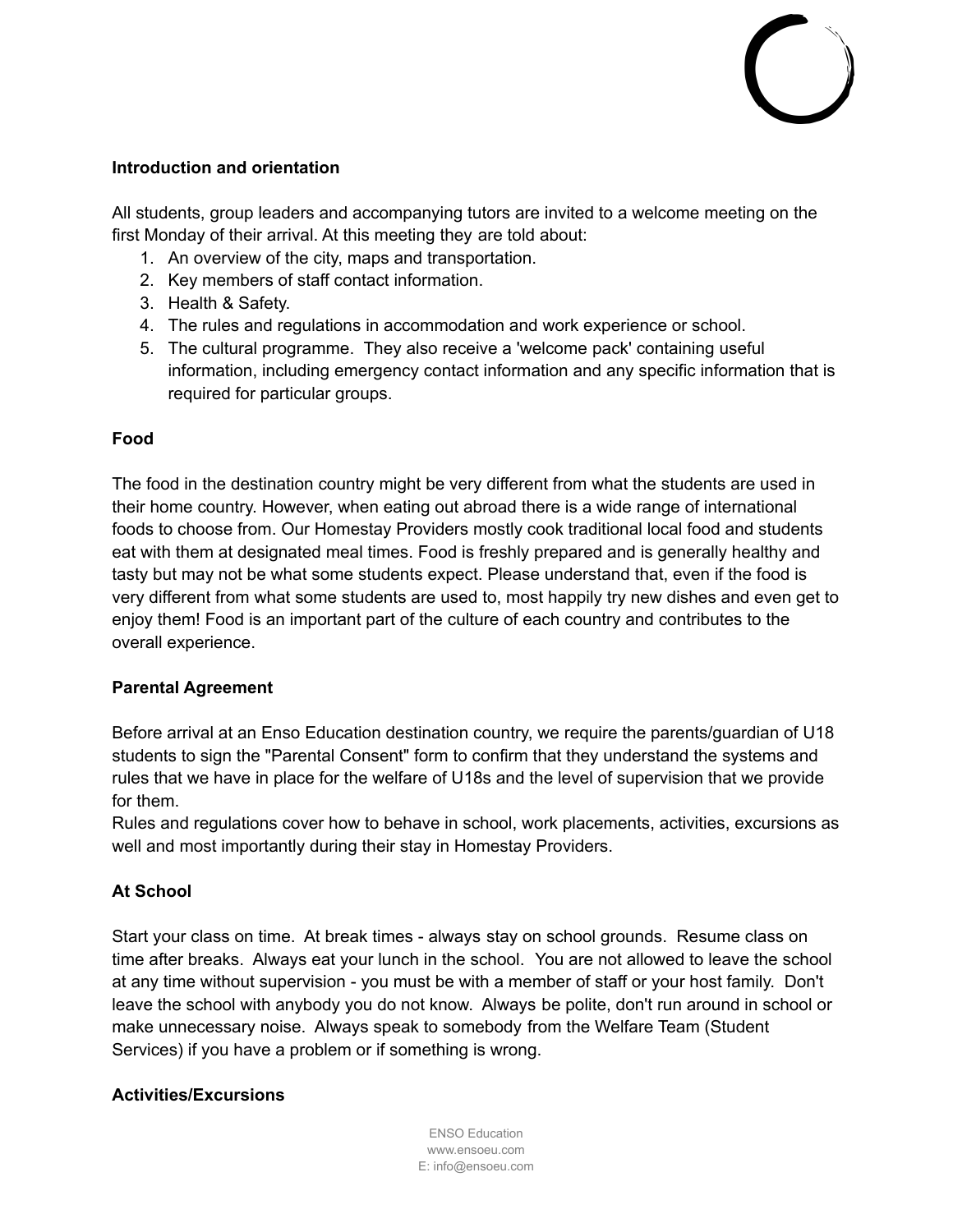**Introduction and orientation**

All students, group leaders and accompanying tutors are invited to a welcome meeting on the first Monday of their arrival. At this meeting they are told about:

1. An overview of the city, maps and transportation.
2. Key members of staff contact information.
3. Health & Safety.
4. The rules and regulations in accommodation and work experience or school.
5. The cultural programme. They also receive a 'welcome pack' containing useful information, including emergency contact information and any specific information that is required for particular groups.

**Food**

The food in the destination country might be very different from what the students are used in their home country. However, when eating out abroad there is a wide range of international foods to choose from. Our Homestay Providers mostly cook traditional local food and students eat with them at designated meal times. Food is freshly prepared and is generally healthy and tasty but may not be what some students expect. Please understand that, even if the food is very different from what some students are used to, most happily try new dishes and even get to enjoy them! Food is an important part of the culture of each country and contributes to the overall experience.

**Parental Agreement**

Before arrival at an Enso Education destination country, we require the parents/guardian of U18 students to sign the "Parental Consent" form to confirm that they understand the systems and rules that we have in place for the welfare of U18s and the level of supervision that we provide for them.

Rules and regulations cover how to behave in school, work placements, activities, excursions as well and most importantly during their stay in Homestay Providers.

**At School**

Start your class on time. At break times - always stay on school grounds. Resume class on time after breaks. Always eat your lunch in the school. You are not allowed to leave the school at any time without supervision - you must be with a member of staff or your host family. Don't leave the school with anybody you do not know. Always be polite, don't run around in school or make unnecessary noise. Always speak to somebody from the Welfare Team (Student Services) if you have a problem or if something is wrong.

**Activities/Excursions**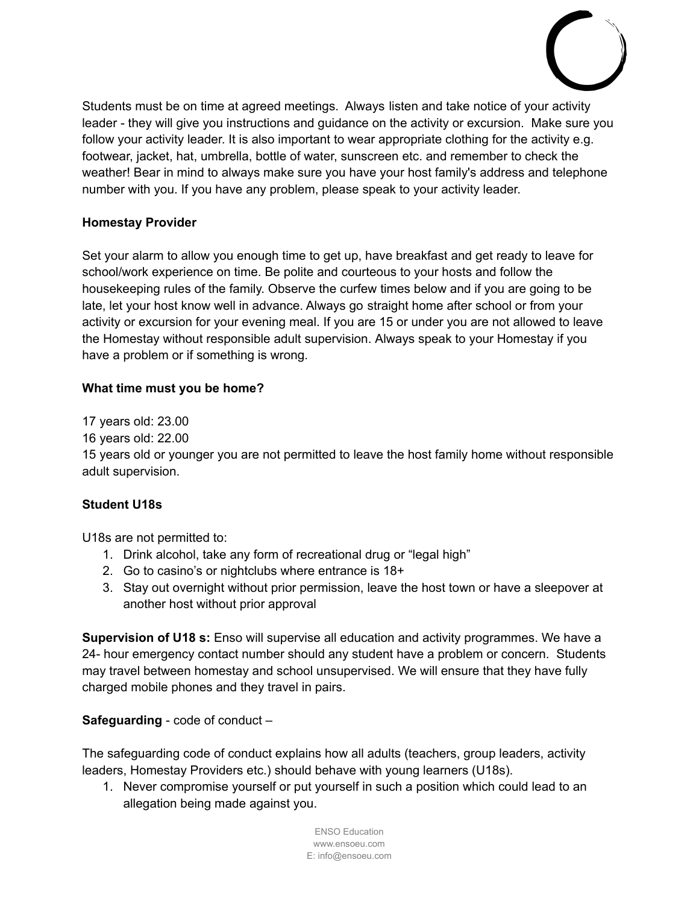Students must be on time at agreed meetings. Always listen and take notice of your activity leader - they will give you instructions and guidance on the activity or excursion. Make sure you follow your activity leader. It is also important to wear appropriate clothing for the activity e.g. footwear, jacket, hat, umbrella, bottle of water, sunscreen etc. and remember to check the weather! Bear in mind to always make sure you have your host family's address and telephone number with you. If you have any problem, please speak to your activity leader.

**Homestay Provider**

Set your alarm to allow you enough time to get up, have breakfast and get ready to leave for school/work experience on time. Be polite and courteous to your hosts and follow the housekeeping rules of the family. Observe the curfew times below and if you are going to be late, let your host know well in advance. Always go straight home after school or from your activity or excursion for your evening meal. If you are 15 or under you are not allowed to leave the Homestay without responsible adult supervision. Always speak to your Homestay if you have a problem or if something is wrong.

**What time must you be home?**

17 years old: 23.00
16 years old: 22.00
15 years old or younger you are not permitted to leave the host family home without responsible adult supervision.

**Student U18s**

U18s are not permitted to:

1. Drink alcohol, take any form of recreational drug or "legal high"
2. Go to casino's or nightclubs where entrance is 18+
3. Stay out overnight without prior permission, leave the host town or have a sleepover at another host without prior approval

**Supervision of U18 s:** Enso will supervise all education and activity programmes. We have a 24- hour emergency contact number should any student have a problem or concern. Students may travel between homestay and school unsupervised. We will ensure that they have fully charged mobile phones and they travel in pairs.

**Safeguarding** - code of conduct –

The safeguarding code of conduct explains how all adults (teachers, group leaders, activity leaders, Homestay Providers etc.) should behave with young learners (U18s).

1. Never compromise yourself or put yourself in such a position which could lead to an allegation being made against you.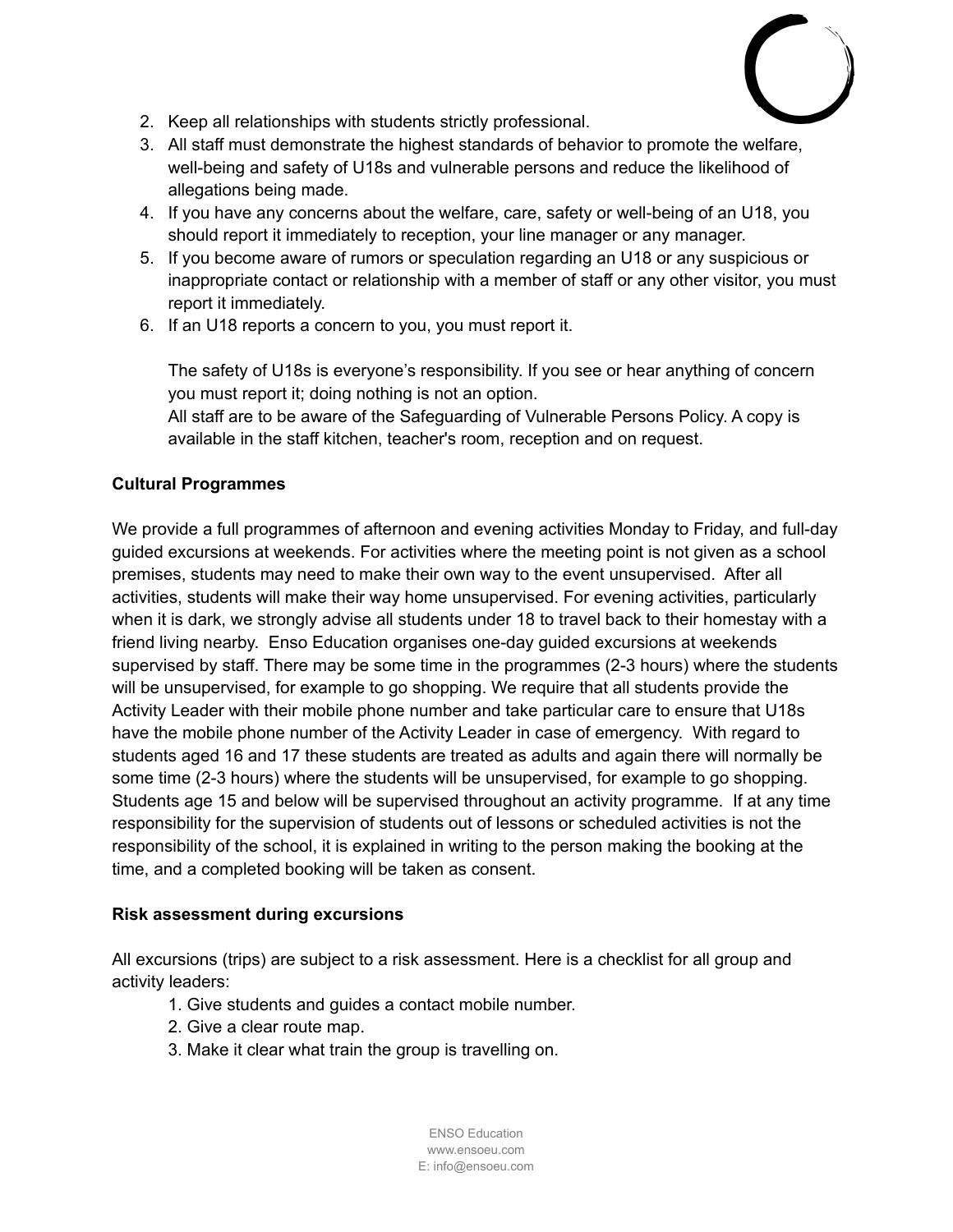2. Keep all relationships with students strictly professional.
3. All staff must demonstrate the highest standards of behavior to promote the welfare, well-being and safety of U18s and vulnerable persons and reduce the likelihood of allegations being made.
4. If you have any concerns about the welfare, care, safety or well-being of an U18, you should report it immediately to reception, your line manager or any manager.
5. If you become aware of rumors or speculation regarding an U18 or any suspicious or inappropriate contact or relationship with a member of staff or any other visitor, you must report it immediately.
6. If an U18 reports a concern to you, you must report it.

   The safety of U18s is everyone's responsibility. If you see or hear anything of concern you must report it; doing nothing is not an option.
   All staff are to be aware of the Safeguarding of Vulnerable Persons Policy. A copy is available in the staff kitchen, teacher's room, reception and on request.

**Cultural Programmes**

We provide a full programmes of afternoon and evening activities Monday to Friday, and full-day guided excursions at weekends. For activities where the meeting point is not given as a school premises, students may need to make their own way to the event unsupervised. After all activities, students will make their way home unsupervised. For evening activities, particularly when it is dark, we strongly advise all students under 18 to travel back to their homestay with a friend living nearby. Enso Education organises one-day guided excursions at weekends supervised by staff. There may be some time in the programmes (2-3 hours) where the students will be unsupervised, for example to go shopping. We require that all students provide the Activity Leader with their mobile phone number and take particular care to ensure that U18s have the mobile phone number of the Activity Leader in case of emergency. With regard to students aged 16 and 17 these students are treated as adults and again there will normally be some time (2-3 hours) where the students will be unsupervised, for example to go shopping. Students age 15 and below will be supervised throughout an activity programme. If at any time responsibility for the supervision of students out of lessons or scheduled activities is not the responsibility of the school, it is explained in writing to the person making the booking at the time, and a completed booking will be taken as consent.

**Risk assessment during excursions**

All excursions (trips) are subject to a risk assessment. Here is a checklist for all group and activity leaders:

1. Give students and guides a contact mobile number.
2. Give a clear route map.
3. Make it clear what train the group is travelling on.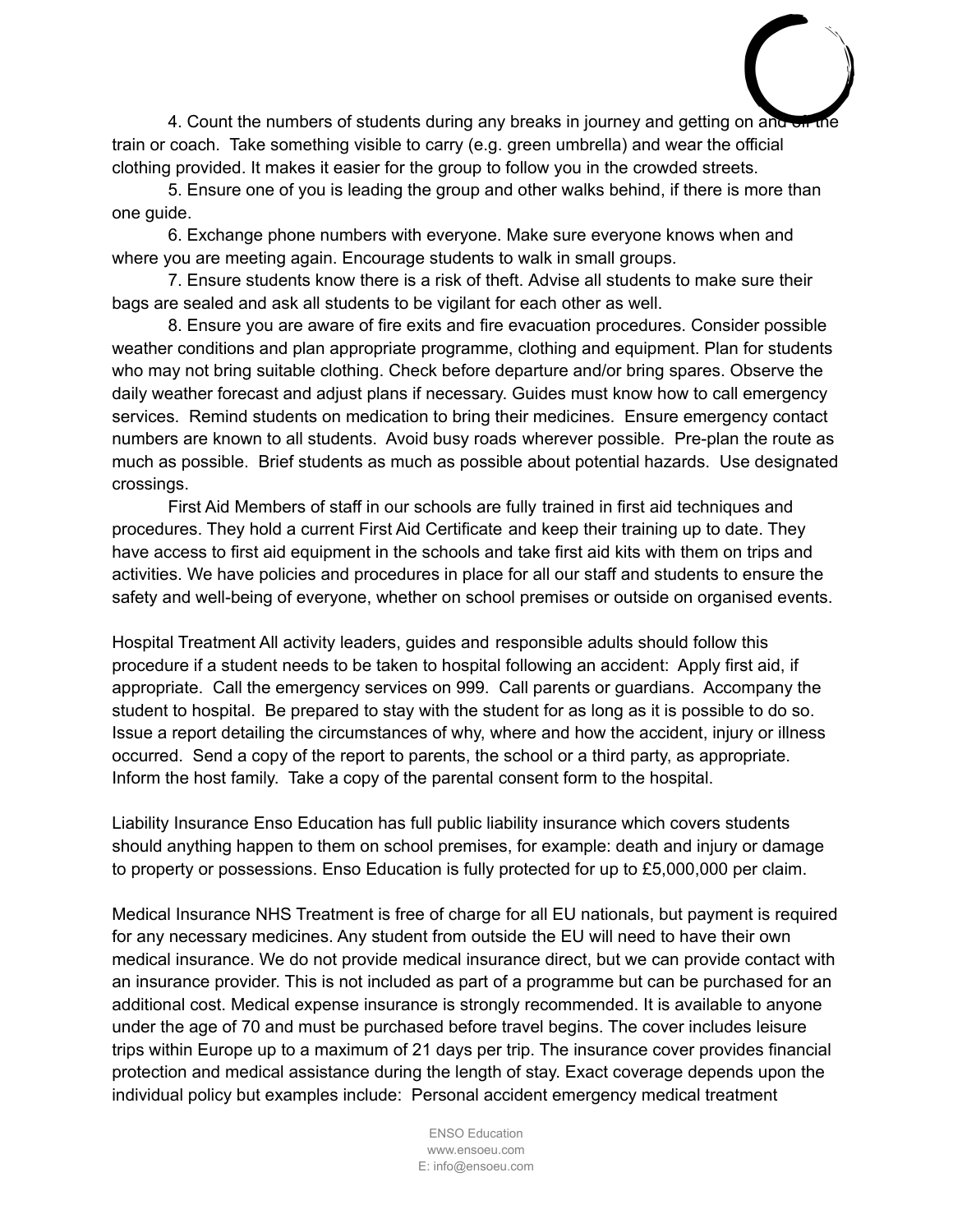4. Count the numbers of students during any breaks in journey and getting on and off the train or coach. Take something visible to carry (e.g. green umbrella) and wear the official clothing provided. It makes it easier for the group to follow you in the crowded streets.

5. Ensure one of you is leading the group and other walks behind, if there is more than one guide.

6. Exchange phone numbers with everyone. Make sure everyone knows when and where you are meeting again. Encourage students to walk in small groups.

7. Ensure students know there is a risk of theft. Advise all students to make sure their bags are sealed and ask all students to be vigilant for each other as well.

8. Ensure you are aware of fire exits and fire evacuation procedures. Consider possible weather conditions and plan appropriate programme, clothing and equipment. Plan for students who may not bring suitable clothing. Check before departure and/or bring spares. Observe the daily weather forecast and adjust plans if necessary. Guides must know how to call emergency services. Remind students on medication to bring their medicines. Ensure emergency contact numbers are known to all students. Avoid busy roads wherever possible. Pre-plan the route as much as possible. Brief students as much as possible about potential hazards. Use designated crossings.

First Aid Members of staff in our schools are fully trained in first aid techniques and procedures. They hold a current First Aid Certificate and keep their training up to date. They have access to first aid equipment in the schools and take first aid kits with them on trips and activities. We have policies and procedures in place for all our staff and students to ensure the safety and well-being of everyone, whether on school premises or outside on organised events.

Hospital Treatment All activity leaders, guides and responsible adults should follow this procedure if a student needs to be taken to hospital following an accident: Apply first aid, if appropriate. Call the emergency services on 999. Call parents or guardians. Accompany the student to hospital. Be prepared to stay with the student for as long as it is possible to do so. Issue a report detailing the circumstances of why, where and how the accident, injury or illness occurred. Send a copy of the report to parents, the school or a third party, as appropriate. Inform the host family. Take a copy of the parental consent form to the hospital.

Liability Insurance Enso Education has full public liability insurance which covers students should anything happen to them on school premises, for example: death and injury or damage to property or possessions. Enso Education is fully protected for up to £5,000,000 per claim.

Medical Insurance NHS Treatment is free of charge for all EU nationals, but payment is required for any necessary medicines. Any student from outside the EU will need to have their own medical insurance. We do not provide medical insurance direct, but we can provide contact with an insurance provider. This is not included as part of a programme but can be purchased for an additional cost. Medical expense insurance is strongly recommended. It is available to anyone under the age of 70 and must be purchased before travel begins. The cover includes leisure trips within Europe up to a maximum of 21 days per trip. The insurance cover provides financial protection and medical assistance during the length of stay. Exact coverage depends upon the individual policy but examples include: Personal accident emergency medical treatment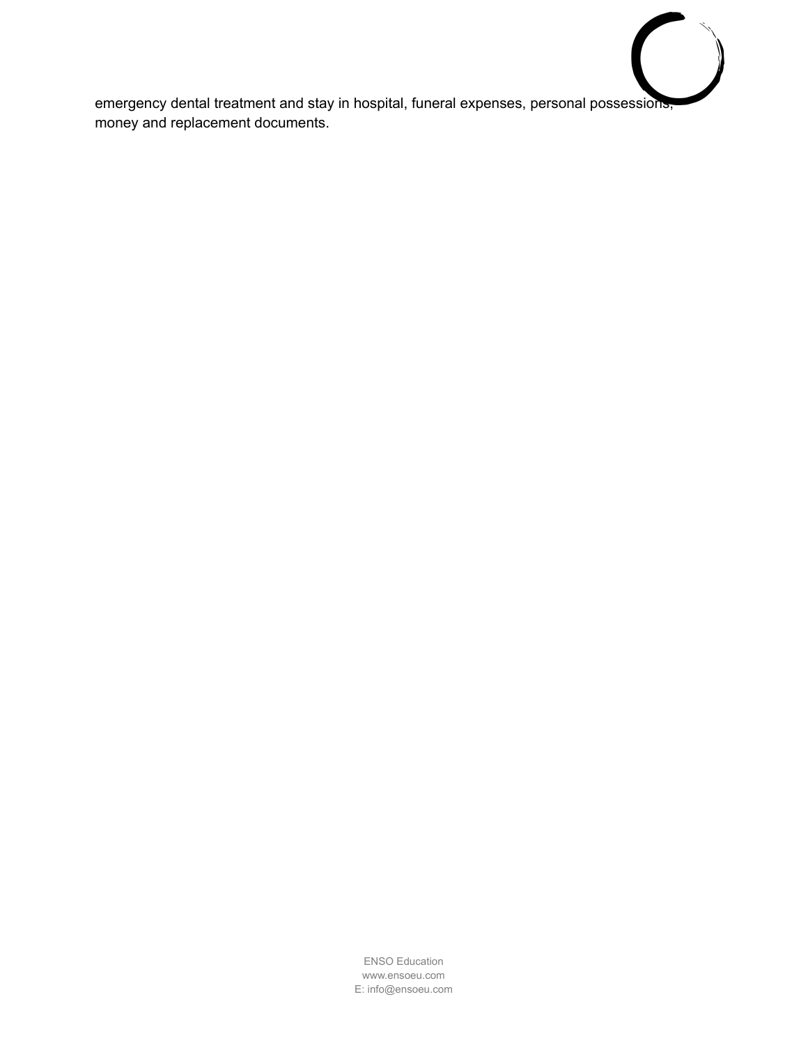emergency dental treatment and stay in hospital, funeral expenses, personal possessions, money and replacement documents.